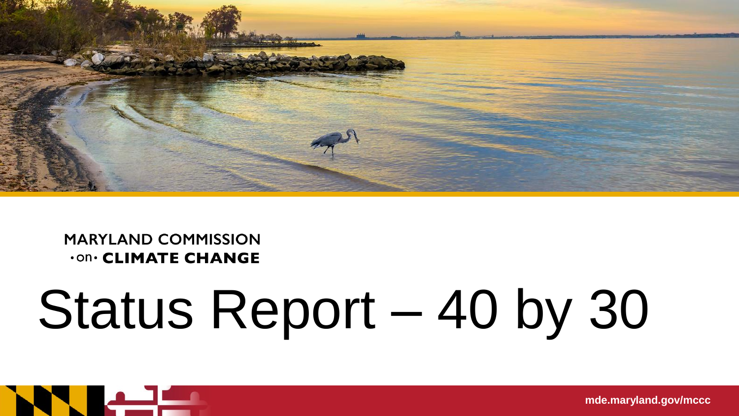MARYLAND COMMISSION
·on· CLIMATE CHANGE

# Status Report – 40 by 30

mde.maryland.gov/mccc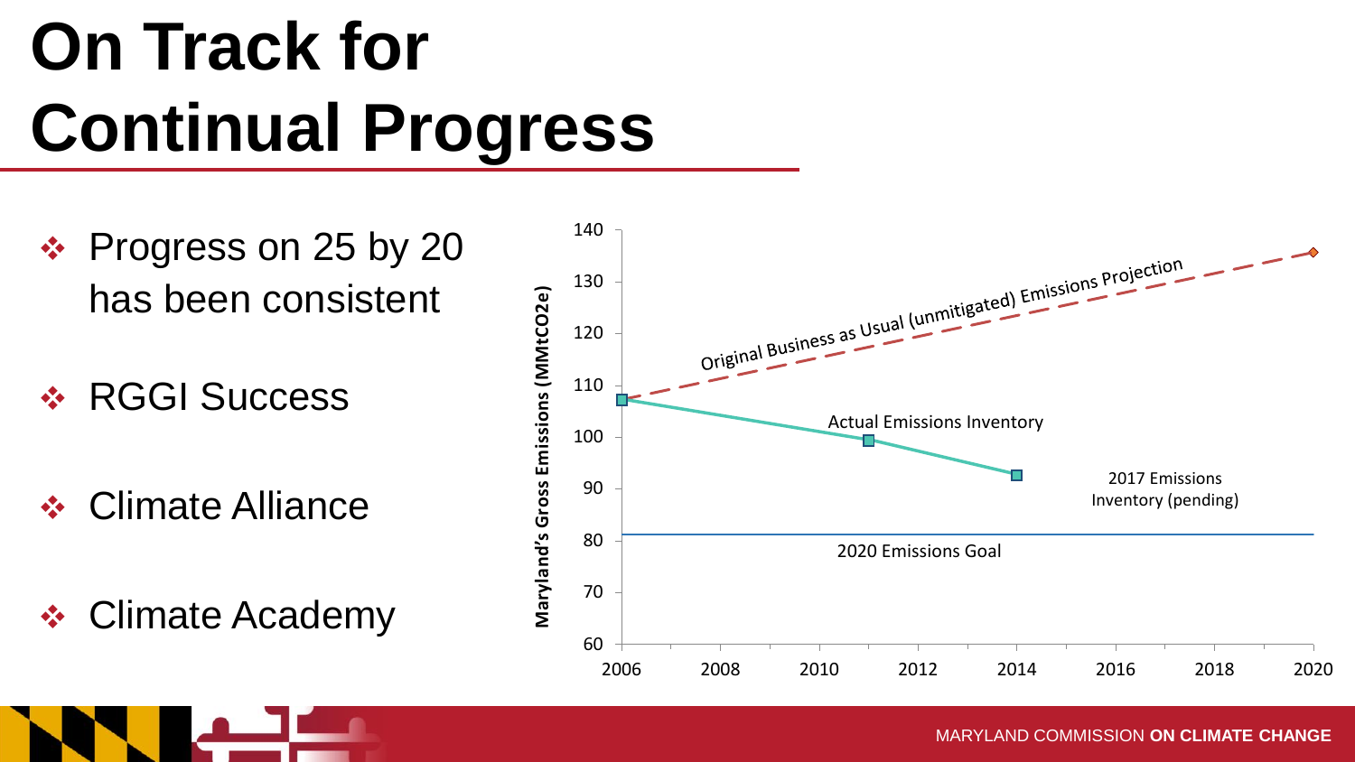# On Track for Continual Progress

- Progress on 25 by 20 has been consistent
- RGGI Success
- Climate Alliance
- Climate Academy

Maryland's Gross Emissions (MMtCO2e)

Original Business as Usual (unmitigated) Emissions Projection

Actual Emissions Inventory

2017 Emissions Inventory (pending)

2020 Emissions Goal

140, 130, 120, 110, 100, 90, 80, 70, 60

2006, 2008, 2010, 2012, 2014, 2016, 2018, 2020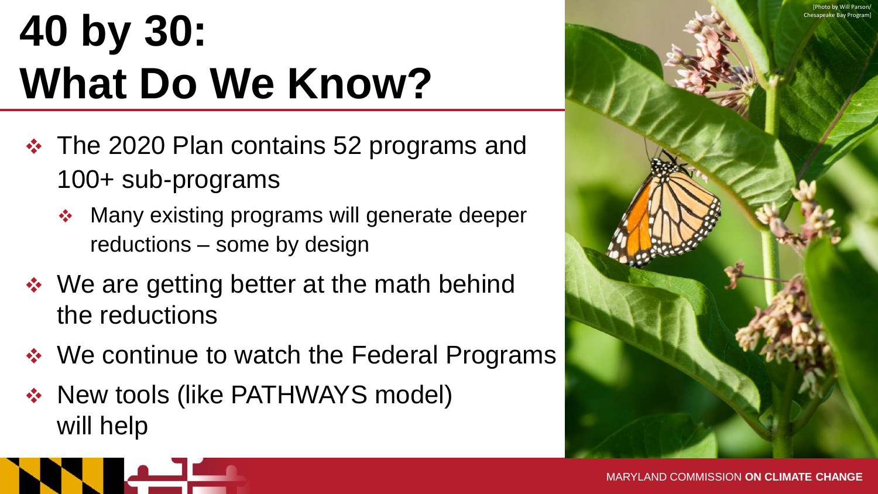# 40 by 30: What Do We Know?

- The 2020 Plan contains 52 programs and 100+ sub-programs
  - Many existing programs will generate deeper reductions – some by design
- We are getting better at the math behind the reductions
- We continue to watch the Federal Programs
- New tools (like PATHWAYS model) will help

[Photo by Will Parson/ Chesapeake Bay Program]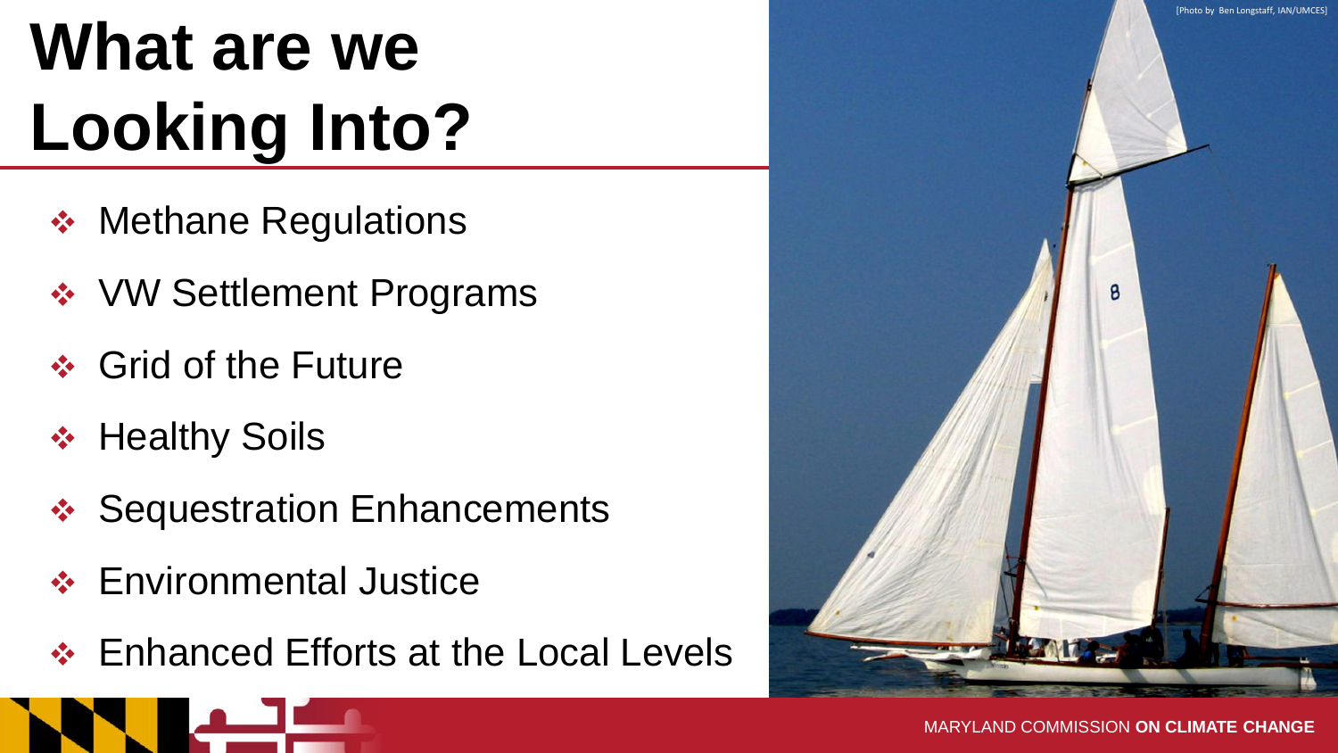# What are we Looking Into?

- Methane Regulations
- VW Settlement Programs
- Grid of the Future
- Healthy Soils
- Sequestration Enhancements
- Environmental Justice
- Enhanced Efforts at the Local Levels

[Photo by Ben Longstaff, IAN/UMCES]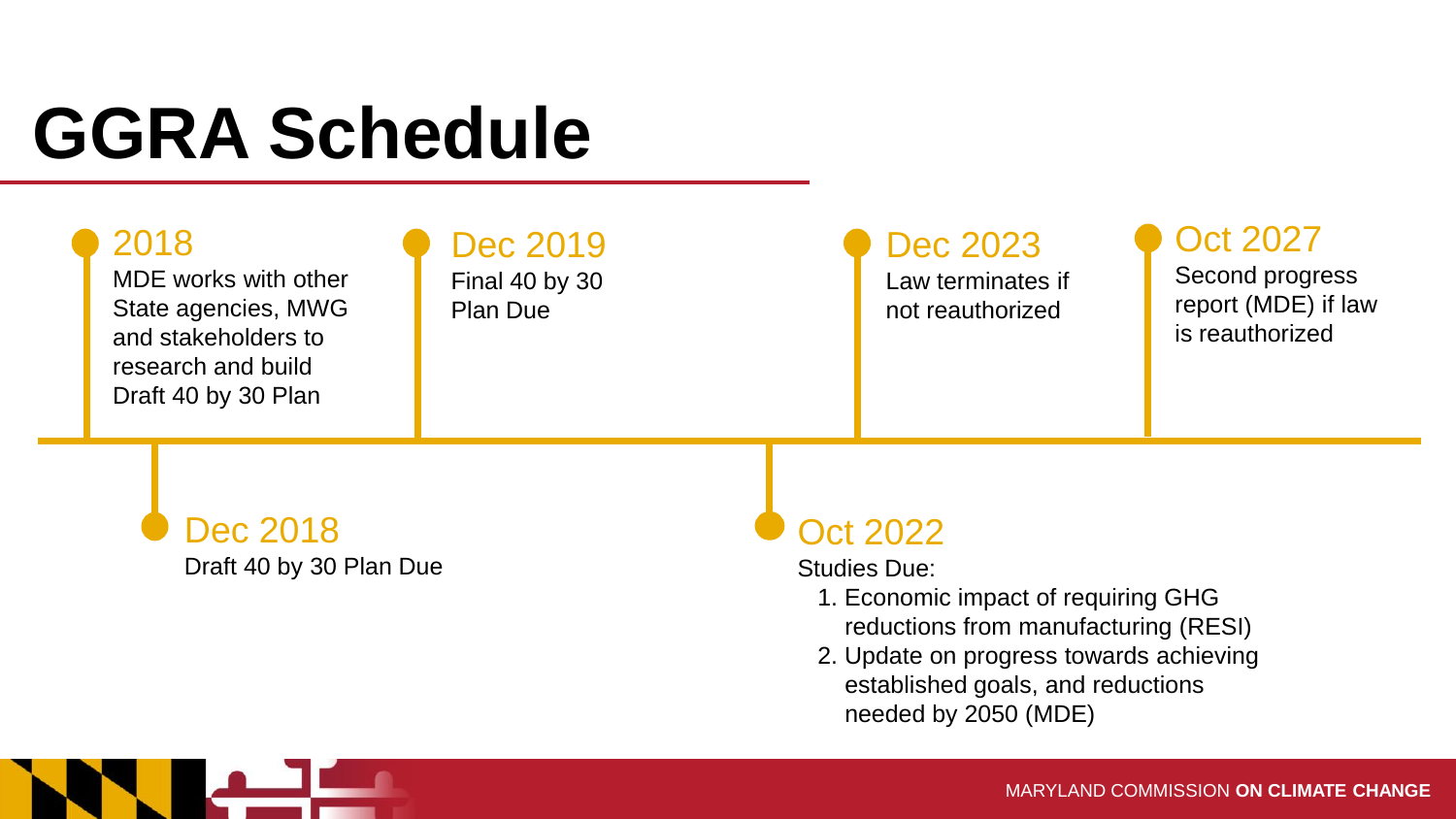# GGRA Schedule

**2018**
MDE works with other State agencies, MWG and stakeholders to research and build Draft 40 by 30 Plan

**Dec 2018**
Draft 40 by 30 Plan Due

**Dec 2019**
Final 40 by 30 Plan Due

**Oct 2022**
Studies Due:

1. Economic impact of requiring GHG reductions from manufacturing (RESI)
2. Update on progress towards achieving established goals, and reductions needed by 2050 (MDE)

**Dec 2023**
Law terminates if not reauthorized

**Oct 2027**
Second progress report (MDE) if law is reauthorized